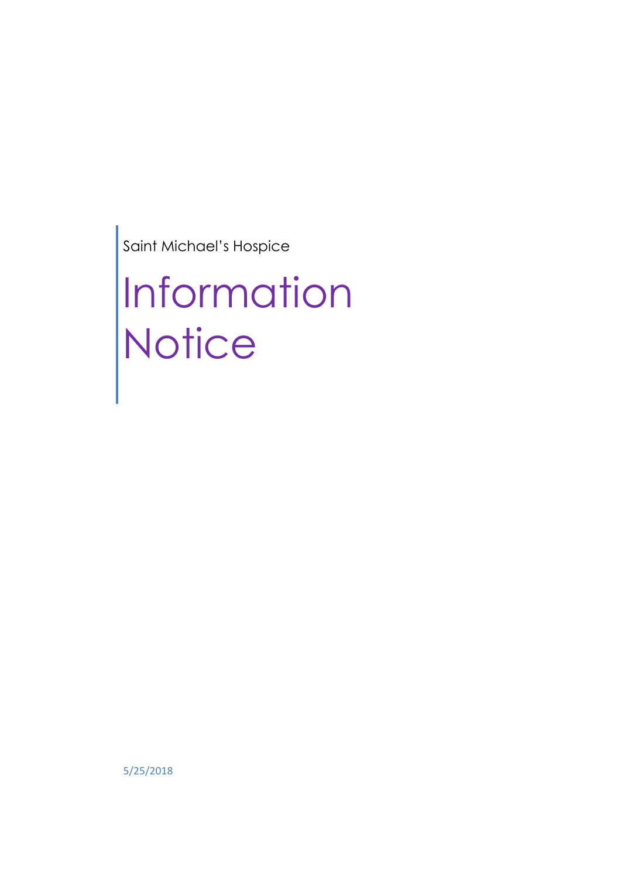Saint Michael's Hospice

# Information Notice

5/25/2018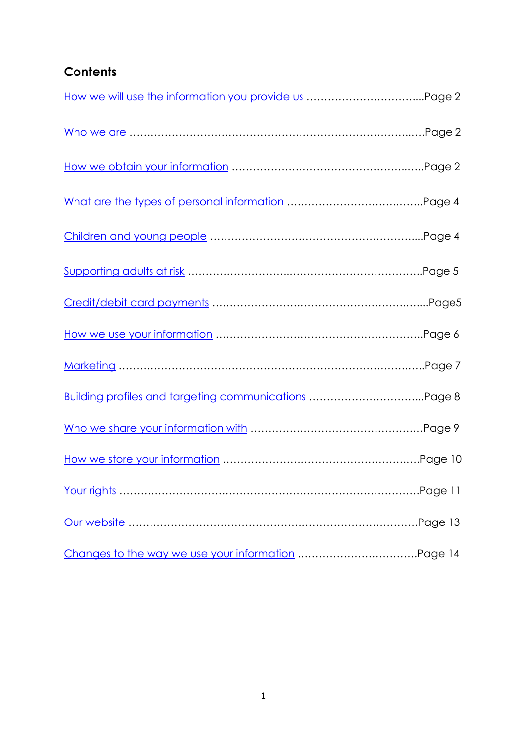## Contents

- How we will use the information you provide us ……………………………...Page 2
- Who we are ………………………………………………………………….…Page 2
- How we obtain your information …………………………………………..….Page 2
- What are the types of personal information ……………………………….…..Page 4
- Children and young people …………………………………………………...Page 4
- Supporting adults at risk …………………………..……………………………..Page 5
- Credit/debit card payments …………………………………………….……....Page5
- How we use your information …………………………………………………..Page 6
- Marketing ……………………………………………………………………….…..Page 7
- Building profiles and targeting communications …………………………...Page 8
- Who we share your information with ………………………………………….Page 9
- How we store your information …………………………………………….….Page 10
- Your rights ……………………………………………………………………………Page 11
- Our website …………………………………………………………………………Page 13
- Changes to the way we use your information …………………………….Page 14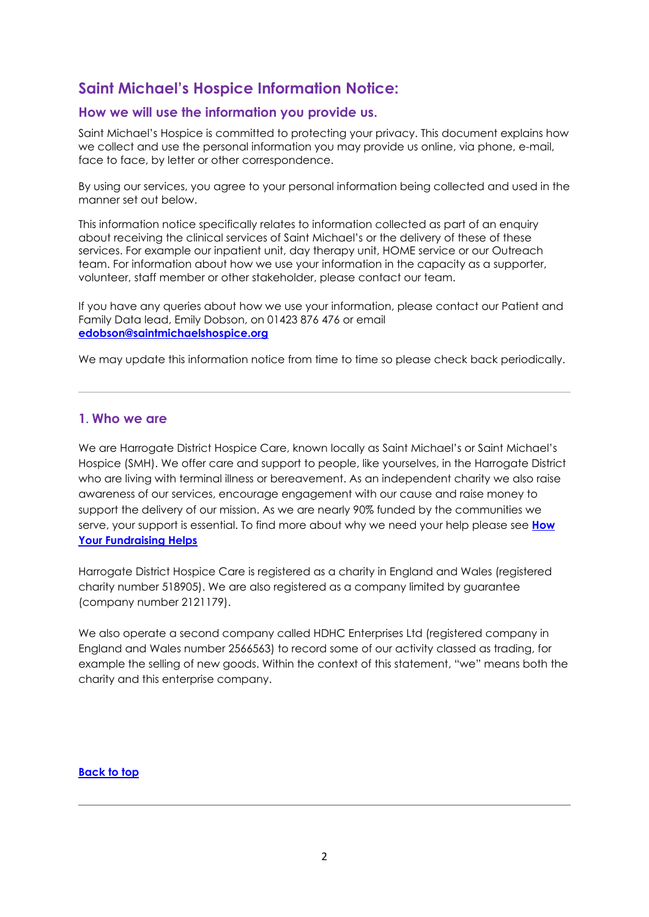# Saint Michael's Hospice Information Notice:

## How we will use the information you provide us.

Saint Michael's Hospice is committed to protecting your privacy. This document explains how we collect and use the personal information you may provide us online, via phone, e-mail, face to face, by letter or other correspondence.

By using our services, you agree to your personal information being collected and used in the manner set out below.

This information notice specifically relates to information collected as part of an enquiry about receiving the clinical services of Saint Michael's or the delivery of these of these services. For example our inpatient unit, day therapy unit, HOME service or our Outreach team. For information about how we use your information in the capacity as a supporter, volunteer, staff member or other stakeholder, please contact our team.

If you have any queries about how we use your information, please contact our Patient and Family Data lead, Emily Dobson, on 01423 876 476 or email **edobson@saintmichaelshospice.org**

We may update this information notice from time to time so please check back periodically.

---

## 1. Who we are

We are Harrogate District Hospice Care, known locally as Saint Michael's or Saint Michael's Hospice (SMH). We offer care and support to people, like yourselves, in the Harrogate District who are living with terminal illness or bereavement. As an independent charity we also raise awareness of our services, encourage engagement with our cause and raise money to support the delivery of our mission. As we are nearly 90% funded by the communities we serve, your support is essential. To find more about why we need your help please see **How Your Fundraising Helps**

Harrogate District Hospice Care is registered as a charity in England and Wales (registered charity number 518905). We are also registered as a company limited by guarantee (company number 2121179).

We also operate a second company called HDHC Enterprises Ltd (registered company in England and Wales number 2566563) to record some of our activity classed as trading, for example the selling of new goods. Within the context of this statement, "we" means both the charity and this enterprise company.

**Back to top**

---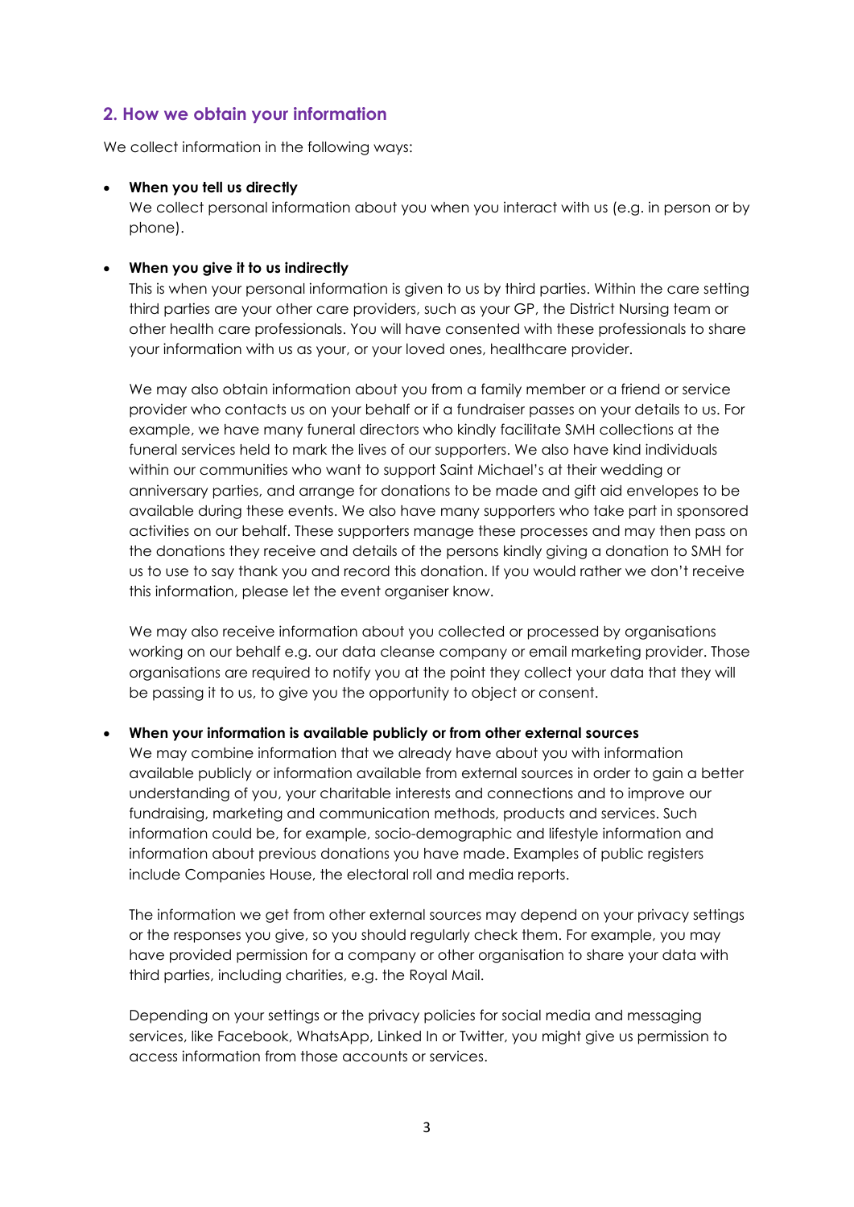## 2. How we obtain your information

We collect information in the following ways:

- **When you tell us directly**
  We collect personal information about you when you interact with us (e.g. in person or by phone).

- **When you give it to us indirectly**
  This is when your personal information is given to us by third parties. Within the care setting third parties are your other care providers, such as your GP, the District Nursing team or other health care professionals. You will have consented with these professionals to share your information with us as your, or your loved ones, healthcare provider.

  We may also obtain information about you from a family member or a friend or service provider who contacts us on your behalf or if a fundraiser passes on your details to us. For example, we have many funeral directors who kindly facilitate SMH collections at the funeral services held to mark the lives of our supporters. We also have kind individuals within our communities who want to support Saint Michael's at their wedding or anniversary parties, and arrange for donations to be made and gift aid envelopes to be available during these events. We also have many supporters who take part in sponsored activities on our behalf. These supporters manage these processes and may then pass on the donations they receive and details of the persons kindly giving a donation to SMH for us to use to say thank you and record this donation. If you would rather we don't receive this information, please let the event organiser know.

  We may also receive information about you collected or processed by organisations working on our behalf e.g. our data cleanse company or email marketing provider. Those organisations are required to notify you at the point they collect your data that they will be passing it to us, to give you the opportunity to object or consent.

- **When your information is available publicly or from other external sources**
  We may combine information that we already have about you with information available publicly or information available from external sources in order to gain a better understanding of you, your charitable interests and connections and to improve our fundraising, marketing and communication methods, products and services. Such information could be, for example, socio-demographic and lifestyle information and information about previous donations you have made. Examples of public registers include Companies House, the electoral roll and media reports.

  The information we get from other external sources may depend on your privacy settings or the responses you give, so you should regularly check them. For example, you may have provided permission for a company or other organisation to share your data with third parties, including charities, e.g. the Royal Mail.

  Depending on your settings or the privacy policies for social media and messaging services, like Facebook, WhatsApp, Linked In or Twitter, you might give us permission to access information from those accounts or services.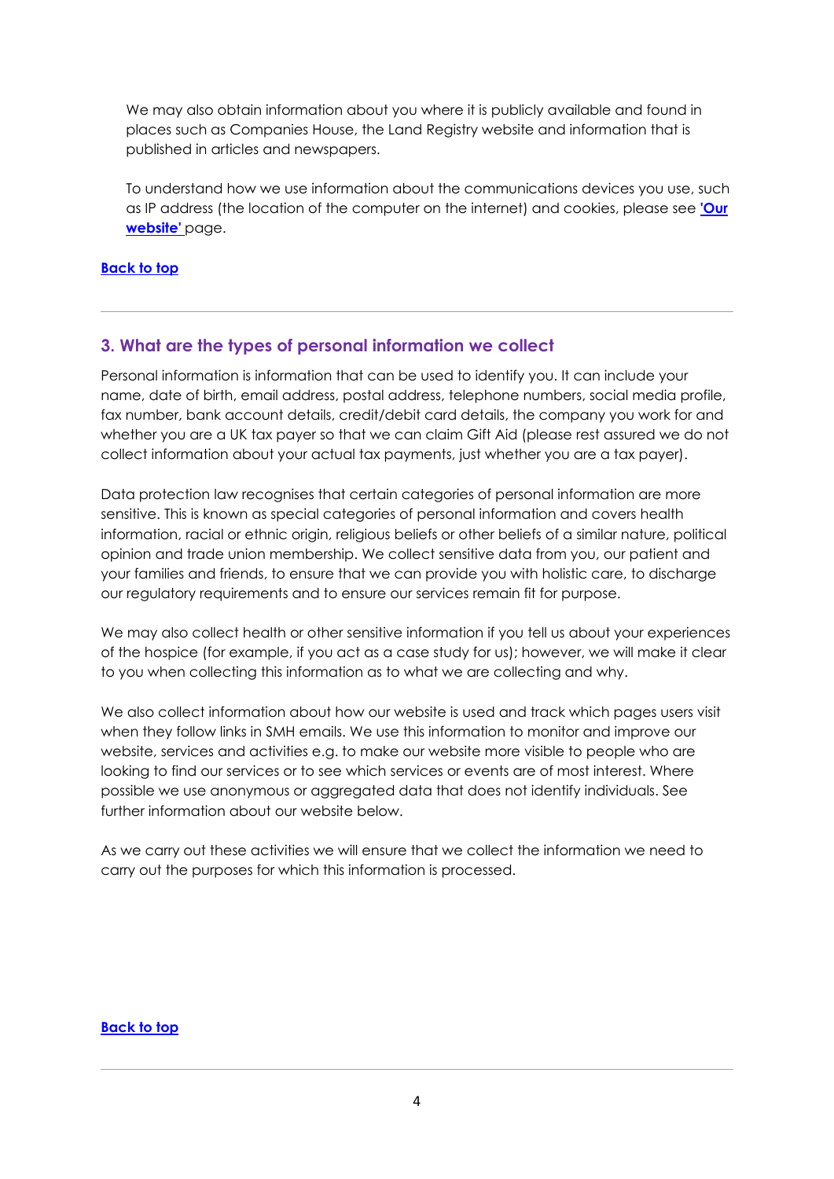We may also obtain information about you where it is publicly available and found in places such as Companies House, the Land Registry website and information that is published in articles and newspapers.

To understand how we use information about the communications devices you use, such as IP address (the location of the computer on the internet) and cookies, please see **'Our website'** page.

**Back to top**

---

## 3. What are the types of personal information we collect

Personal information is information that can be used to identify you. It can include your name, date of birth, email address, postal address, telephone numbers, social media profile, fax number, bank account details, credit/debit card details, the company you work for and whether you are a UK tax payer so that we can claim Gift Aid (please rest assured we do not collect information about your actual tax payments, just whether you are a tax payer).

Data protection law recognises that certain categories of personal information are more sensitive. This is known as special categories of personal information and covers health information, racial or ethnic origin, religious beliefs or other beliefs of a similar nature, political opinion and trade union membership. We collect sensitive data from you, our patient and your families and friends, to ensure that we can provide you with holistic care, to discharge our regulatory requirements and to ensure our services remain fit for purpose.

We may also collect health or other sensitive information if you tell us about your experiences of the hospice (for example, if you act as a case study for us); however, we will make it clear to you when collecting this information as to what we are collecting and why.

We also collect information about how our website is used and track which pages users visit when they follow links in SMH emails. We use this information to monitor and improve our website, services and activities e.g. to make our website more visible to people who are looking to find our services or to see which services or events are of most interest. Where possible we use anonymous or aggregated data that does not identify individuals. See further information about our website below.

As we carry out these activities we will ensure that we collect the information we need to carry out the purposes for which this information is processed.

**Back to top**

---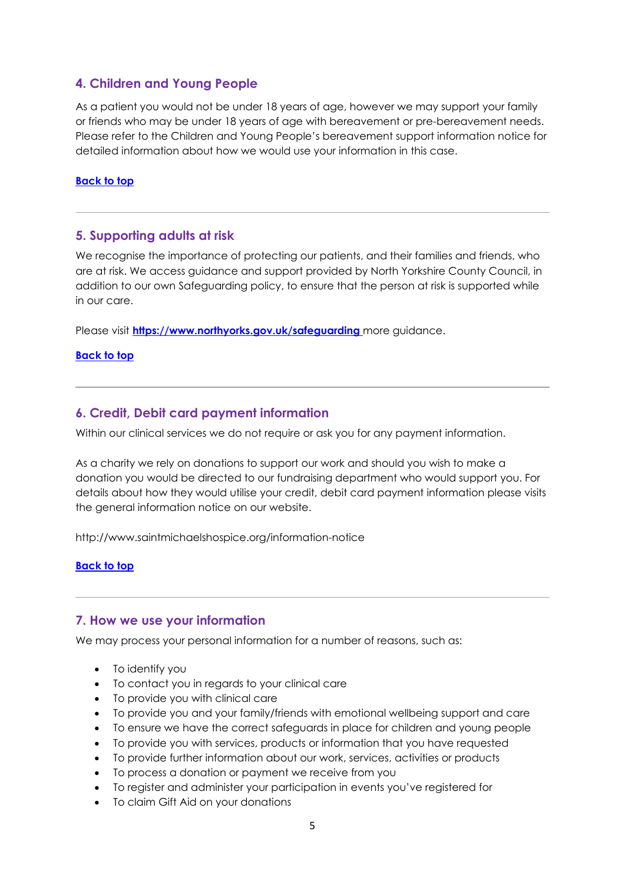## 4. Children and Young People

As a patient you would not be under 18 years of age, however we may support your family or friends who may be under 18 years of age with bereavement or pre-bereavement needs. Please refer to the Children and Young People's bereavement support information notice for detailed information about how we would use your information in this case.

**[Back to top](#)**

---

## 5. Supporting adults at risk

We recognise the importance of protecting our patients, and their families and friends, who are at risk. We access guidance and support provided by North Yorkshire County Council, in addition to our own Safeguarding policy, to ensure that the person at risk is supported while in our care.

Please visit **[https://www.northyorks.gov.uk/safeguarding](https://www.northyorks.gov.uk/safeguarding)** more guidance.

**[Back to top](#)**

---

## 6. Credit, Debit card payment information

Within our clinical services we do not require or ask you for any payment information.

As a charity we rely on donations to support our work and should you wish to make a donation you would be directed to our fundraising department who would support you. For details about how they would utilise your credit, debit card payment information please visits the general information notice on our website.

http://www.saintmichaelshospice.org/information-notice

**[Back to top](#)**

---

## 7. How we use your information

We may process your personal information for a number of reasons, such as:

- To identify you
- To contact you in regards to your clinical care
- To provide you with clinical care
- To provide you and your family/friends with emotional wellbeing support and care
- To ensure we have the correct safeguards in place for children and young people
- To provide you with services, products or information that you have requested
- To provide further information about our work, services, activities or products
- To process a donation or payment we receive from you
- To register and administer your participation in events you've registered for
- To claim Gift Aid on your donations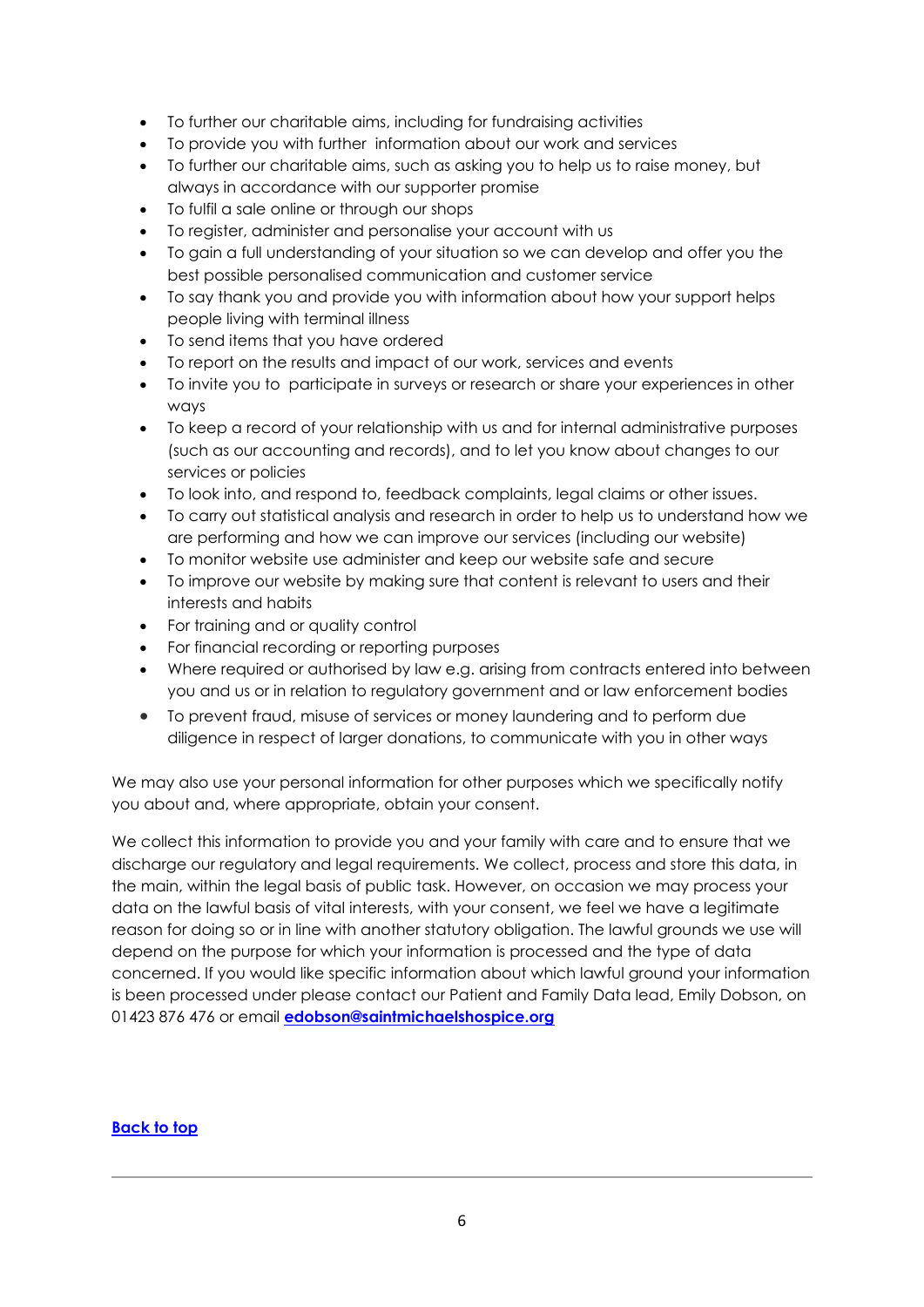- To further our charitable aims, including for fundraising activities
- To provide you with further information about our work and services
- To further our charitable aims, such as asking you to help us to raise money, but always in accordance with our supporter promise
- To fulfil a sale online or through our shops
- To register, administer and personalise your account with us
- To gain a full understanding of your situation so we can develop and offer you the best possible personalised communication and customer service
- To say thank you and provide you with information about how your support helps people living with terminal illness
- To send items that you have ordered
- To report on the results and impact of our work, services and events
- To invite you to participate in surveys or research or share your experiences in other ways
- To keep a record of your relationship with us and for internal administrative purposes (such as our accounting and records), and to let you know about changes to our services or policies
- To look into, and respond to, feedback complaints, legal claims or other issues.
- To carry out statistical analysis and research in order to help us to understand how we are performing and how we can improve our services (including our website)
- To monitor website use administer and keep our website safe and secure
- To improve our website by making sure that content is relevant to users and their interests and habits
- For training and or quality control
- For financial recording or reporting purposes
- Where required or authorised by law e.g. arising from contracts entered into between you and us or in relation to regulatory government and or law enforcement bodies
- To prevent fraud, misuse of services or money laundering and to perform due diligence in respect of larger donations, to communicate with you in other ways

We may also use your personal information for other purposes which we specifically notify you about and, where appropriate, obtain your consent.

We collect this information to provide you and your family with care and to ensure that we discharge our regulatory and legal requirements. We collect, process and store this data, in the main, within the legal basis of public task. However, on occasion we may process your data on the lawful basis of vital interests, with your consent, we feel we have a legitimate reason for doing so or in line with another statutory obligation. The lawful grounds we use will depend on the purpose for which your information is processed and the type of data concerned. If you would like specific information about which lawful ground your information is been processed under please contact our Patient and Family Data lead, Emily Dobson, on 01423 876 476 or email **edobson@saintmichaelshospice.org**

**Back to top**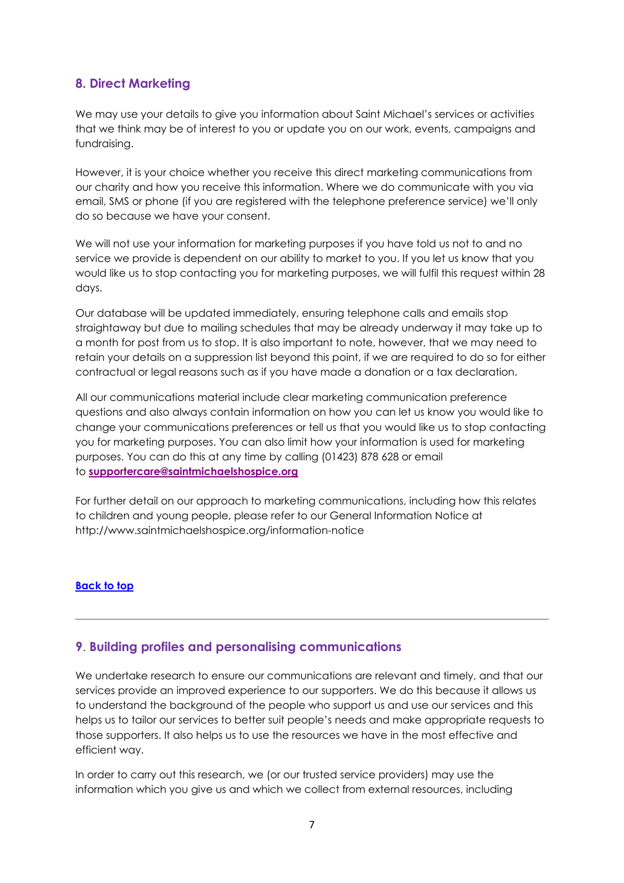## 8. Direct Marketing

We may use your details to give you information about Saint Michael's services or activities that we think may be of interest to you or update you on our work, events, campaigns and fundraising.

However, it is your choice whether you receive this direct marketing communications from our charity and how you receive this information. Where we do communicate with you via email, SMS or phone (if you are registered with the telephone preference service) we'll only do so because we have your consent.

We will not use your information for marketing purposes if you have told us not to and no service we provide is dependent on our ability to market to you. If you let us know that you would like us to stop contacting you for marketing purposes, we will fulfil this request within 28 days.

Our database will be updated immediately, ensuring telephone calls and emails stop straightaway but due to mailing schedules that may be already underway it may take up to a month for post from us to stop. It is also important to note, however, that we may need to retain your details on a suppression list beyond this point, if we are required to do so for either contractual or legal reasons such as if you have made a donation or a tax declaration.

All our communications material include clear marketing communication preference questions and also always contain information on how you can let us know you would like to change your communications preferences or tell us that you would like us to stop contacting you for marketing purposes. You can also limit how your information is used for marketing purposes. You can do this at any time by calling (01423) 878 628 or email to **supportercare@saintmichaelshospice.org**

For further detail on our approach to marketing communications, including how this relates to children and young people, please refer to our General Information Notice at http://www.saintmichaelshospice.org/information-notice

**Back to top**

---

## 9. Building profiles and personalising communications

We undertake research to ensure our communications are relevant and timely, and that our services provide an improved experience to our supporters. We do this because it allows us to understand the background of the people who support us and use our services and this helps us to tailor our services to better suit people's needs and make appropriate requests to those supporters. It also helps us to use the resources we have in the most effective and efficient way.

In order to carry out this research, we (or our trusted service providers) may use the information which you give us and which we collect from external resources, including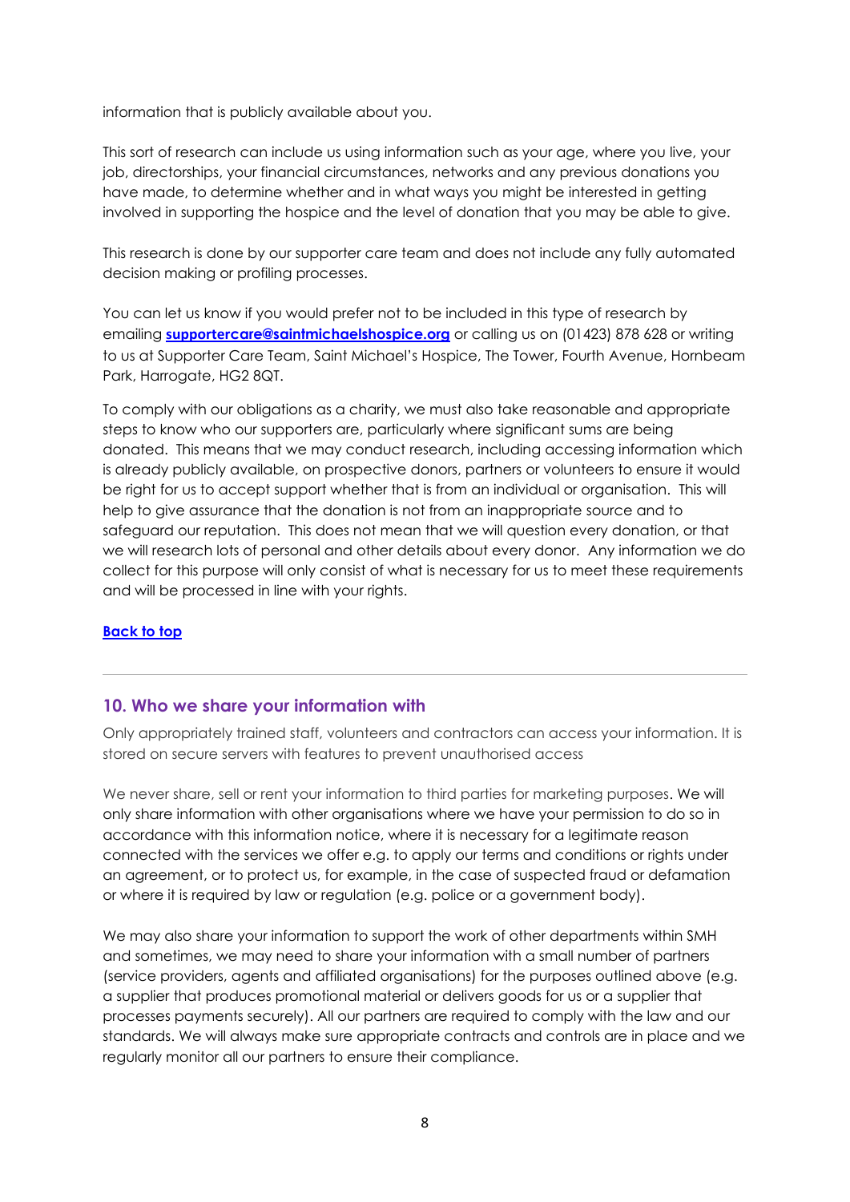information that is publicly available about you.

This sort of research can include us using information such as your age, where you live, your job, directorships, your financial circumstances, networks and any previous donations you have made, to determine whether and in what ways you might be interested in getting involved in supporting the hospice and the level of donation that you may be able to give.

This research is done by our supporter care team and does not include any fully automated decision making or profiling processes.

You can let us know if you would prefer not to be included in this type of research by emailing **supportercare@saintmichaelshospice.org** or calling us on (01423) 878 628 or writing to us at Supporter Care Team, Saint Michael's Hospice, The Tower, Fourth Avenue, Hornbeam Park, Harrogate, HG2 8QT.

To comply with our obligations as a charity, we must also take reasonable and appropriate steps to know who our supporters are, particularly where significant sums are being donated. This means that we may conduct research, including accessing information which is already publicly available, on prospective donors, partners or volunteers to ensure it would be right for us to accept support whether that is from an individual or organisation. This will help to give assurance that the donation is not from an inappropriate source and to safeguard our reputation. This does not mean that we will question every donation, or that we will research lots of personal and other details about every donor. Any information we do collect for this purpose will only consist of what is necessary for us to meet these requirements and will be processed in line with your rights.

**Back to top**

---

## 10. Who we share your information with

Only appropriately trained staff, volunteers and contractors can access your information. It is stored on secure servers with features to prevent unauthorised access

We never share, sell or rent your information to third parties for marketing purposes. We will only share information with other organisations where we have your permission to do so in accordance with this information notice, where it is necessary for a legitimate reason connected with the services we offer e.g. to apply our terms and conditions or rights under an agreement, or to protect us, for example, in the case of suspected fraud or defamation or where it is required by law or regulation (e.g. police or a government body).

We may also share your information to support the work of other departments within SMH and sometimes, we may need to share your information with a small number of partners (service providers, agents and affiliated organisations) for the purposes outlined above (e.g. a supplier that produces promotional material or delivers goods for us or a supplier that processes payments securely). All our partners are required to comply with the law and our standards. We will always make sure appropriate contracts and controls are in place and we regularly monitor all our partners to ensure their compliance.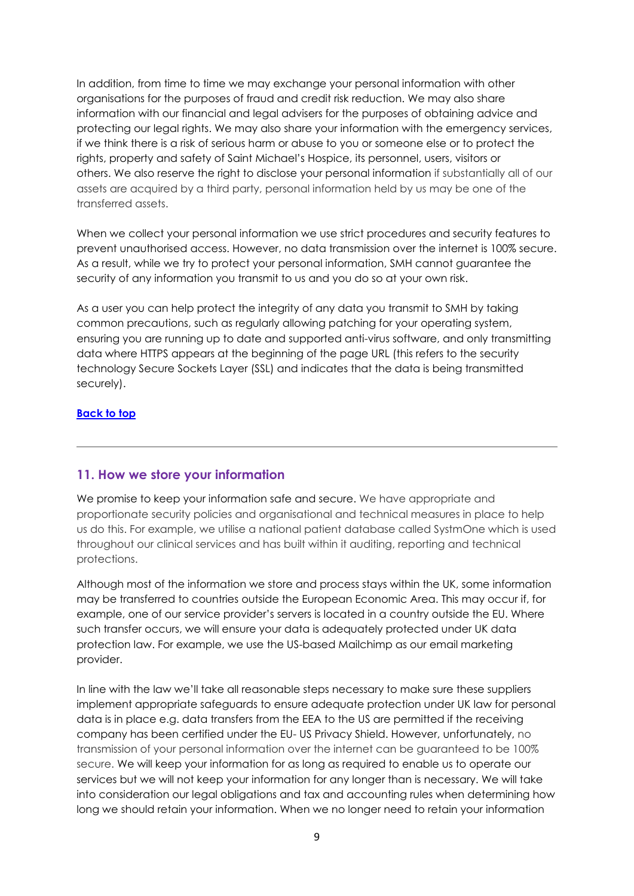In addition, from time to time we may exchange your personal information with other organisations for the purposes of fraud and credit risk reduction. We may also share information with our financial and legal advisers for the purposes of obtaining advice and protecting our legal rights. We may also share your information with the emergency services, if we think there is a risk of serious harm or abuse to you or someone else or to protect the rights, property and safety of Saint Michael's Hospice, its personnel, users, visitors or others. We also reserve the right to disclose your personal information if substantially all of our assets are acquired by a third party, personal information held by us may be one of the transferred assets.

When we collect your personal information we use strict procedures and security features to prevent unauthorised access. However, no data transmission over the internet is 100% secure. As a result, while we try to protect your personal information, SMH cannot guarantee the security of any information you transmit to us and you do so at your own risk.

As a user you can help protect the integrity of any data you transmit to SMH by taking common precautions, such as regularly allowing patching for your operating system, ensuring you are running up to date and supported anti-virus software, and only transmitting data where HTTPS appears at the beginning of the page URL (this refers to the security technology Secure Sockets Layer (SSL) and indicates that the data is being transmitted securely).

**Back to top**

---

## 11. How we store your information

We promise to keep your information safe and secure. We have appropriate and proportionate security policies and organisational and technical measures in place to help us do this. For example, we utilise a national patient database called SystmOne which is used throughout our clinical services and has built within it auditing, reporting and technical protections.

Although most of the information we store and process stays within the UK, some information may be transferred to countries outside the European Economic Area. This may occur if, for example, one of our service provider's servers is located in a country outside the EU. Where such transfer occurs, we will ensure your data is adequately protected under UK data protection law. For example, we use the US-based Mailchimp as our email marketing provider.

In line with the law we'll take all reasonable steps necessary to make sure these suppliers implement appropriate safeguards to ensure adequate protection under UK law for personal data is in place e.g. data transfers from the EEA to the US are permitted if the receiving company has been certified under the EU- US Privacy Shield. However, unfortunately, no transmission of your personal information over the internet can be guaranteed to be 100% secure. We will keep your information for as long as required to enable us to operate our services but we will not keep your information for any longer than is necessary. We will take into consideration our legal obligations and tax and accounting rules when determining how long we should retain your information. When we no longer need to retain your information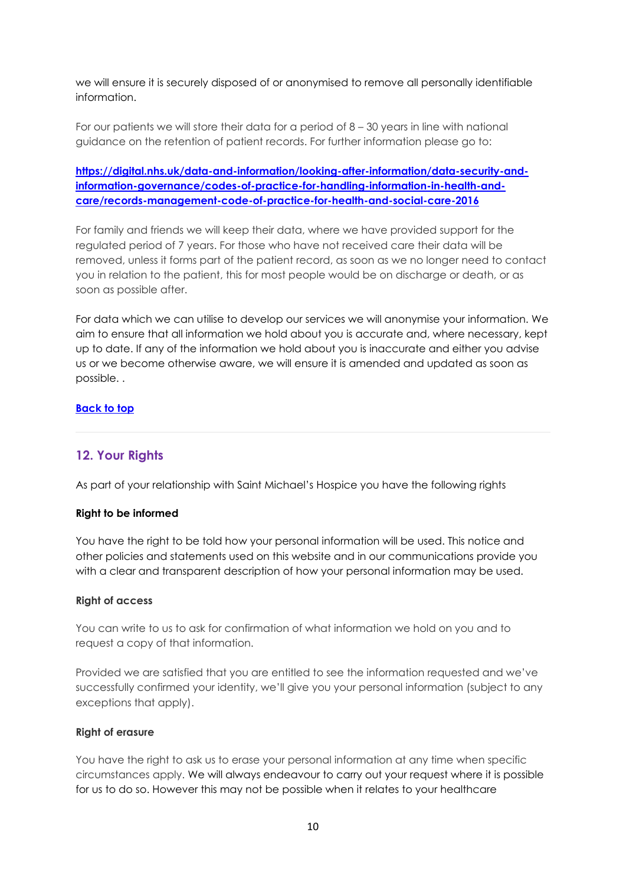we will ensure it is securely disposed of or anonymised to remove all personally identifiable information.

For our patients we will store their data for a period of 8 – 30 years in line with national guidance on the retention of patient records. For further information please go to:

**[https://digital.nhs.uk/data-and-information/looking-after-information/data-security-and-information-governance/codes-of-practice-for-handling-information-in-health-and-care/records-management-code-of-practice-for-health-and-social-care-2016](https://digital.nhs.uk/data-and-information/looking-after-information/data-security-and-information-governance/codes-of-practice-for-handling-information-in-health-and-care/records-management-code-of-practice-for-health-and-social-care-2016)**

For family and friends we will keep their data, where we have provided support for the regulated period of 7 years. For those who have not received care their data will be removed, unless it forms part of the patient record, as soon as we no longer need to contact you in relation to the patient, this for most people would be on discharge or death, or as soon as possible after.

For data which we can utilise to develop our services we will anonymise your information. We aim to ensure that all information we hold about you is accurate and, where necessary, kept up to date. If any of the information we hold about you is inaccurate and either you advise us or we become otherwise aware, we will ensure it is amended and updated as soon as possible. .

**Back to top**

---

## 12. Your Rights

As part of your relationship with Saint Michael's Hospice you have the following rights

**Right to be informed**

You have the right to be told how your personal information will be used. This notice and other policies and statements used on this website and in our communications provide you with a clear and transparent description of how your personal information may be used.

**Right of access**

You can write to us to ask for confirmation of what information we hold on you and to request a copy of that information.

Provided we are satisfied that you are entitled to see the information requested and we've successfully confirmed your identity, we'll give you your personal information (subject to any exceptions that apply).

**Right of erasure**

You have the right to ask us to erase your personal information at any time when specific circumstances apply. We will always endeavour to carry out your request where it is possible for us to do so. However this may not be possible when it relates to your healthcare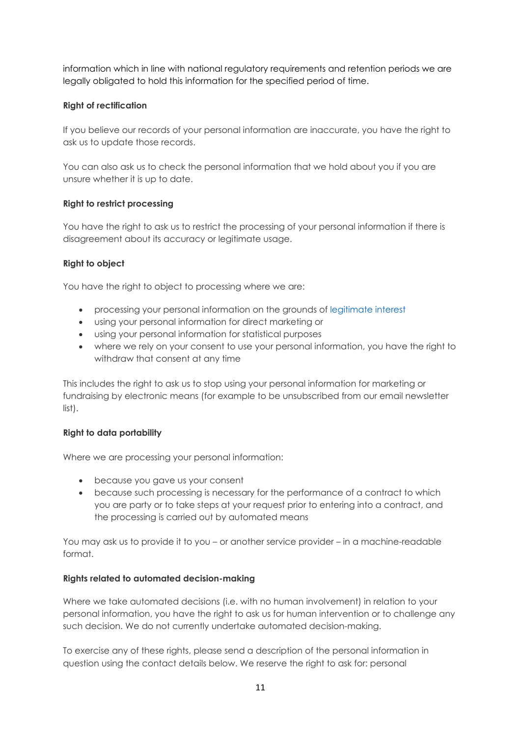information which in line with national regulatory requirements and retention periods we are legally obligated to hold this information for the specified period of time.

**Right of rectification**

If you believe our records of your personal information are inaccurate, you have the right to ask us to update those records.

You can also ask us to check the personal information that we hold about you if you are unsure whether it is up to date.

**Right to restrict processing**

You have the right to ask us to restrict the processing of your personal information if there is disagreement about its accuracy or legitimate usage.

**Right to object**

You have the right to object to processing where we are:

- processing your personal information on the grounds of legitimate interest
- using your personal information for direct marketing or
- using your personal information for statistical purposes
- where we rely on your consent to use your personal information, you have the right to withdraw that consent at any time

This includes the right to ask us to stop using your personal information for marketing or fundraising by electronic means (for example to be unsubscribed from our email newsletter list).

**Right to data portability**

Where we are processing your personal information:

- because you gave us your consent
- because such processing is necessary for the performance of a contract to which you are party or to take steps at your request prior to entering into a contract, and the processing is carried out by automated means

You may ask us to provide it to you – or another service provider – in a machine-readable format.

**Rights related to automated decision-making**

Where we take automated decisions (i.e. with no human involvement) in relation to your personal information, you have the right to ask us for human intervention or to challenge any such decision. We do not currently undertake automated decision-making.

To exercise any of these rights, please send a description of the personal information in question using the contact details below. We reserve the right to ask for: personal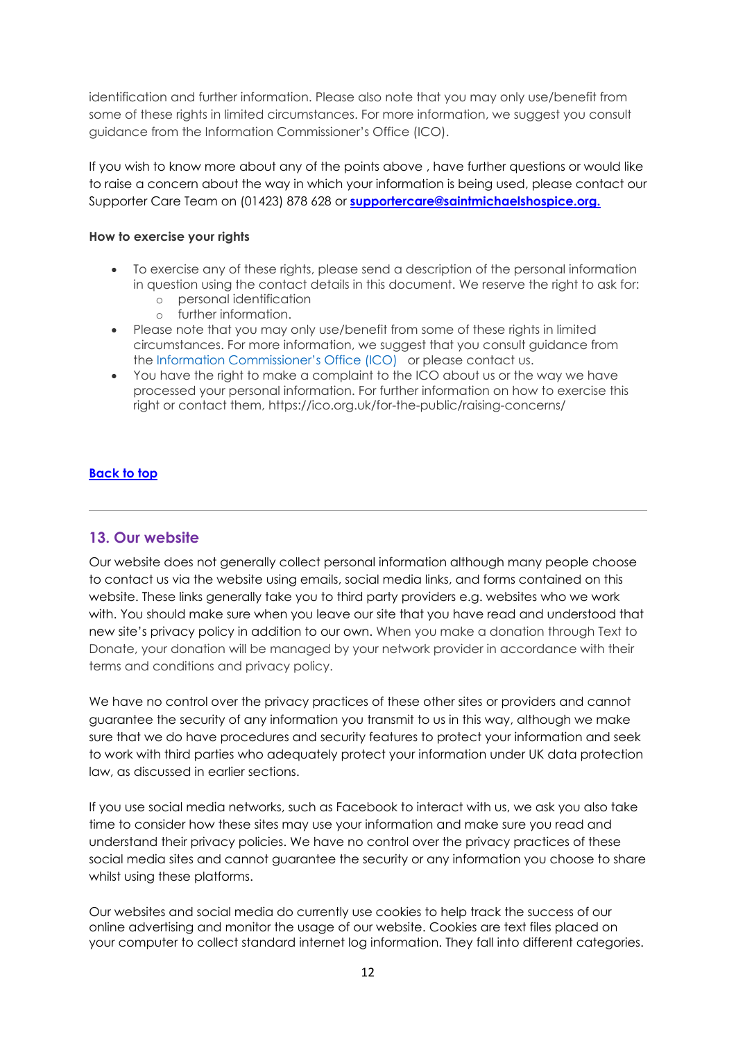identification and further information. Please also note that you may only use/benefit from some of these rights in limited circumstances. For more information, we suggest you consult guidance from the Information Commissioner's Office (ICO).

If you wish to know more about any of the points above , have further questions or would like to raise a concern about the way in which your information is being used, please contact our Supporter Care Team on (01423) 878 628 or **supportercare@saintmichaelshospice.org.**

**How to exercise your rights**

- To exercise any of these rights, please send a description of the personal information in question using the contact details in this document. We reserve the right to ask for:
    - personal identification
    - further information.
- Please note that you may only use/benefit from some of these rights in limited circumstances. For more information, we suggest that you consult guidance from the Information Commissioner's Office (ICO) or please contact us.
- You have the right to make a complaint to the ICO about us or the way we have processed your personal information. For further information on how to exercise this right or contact them, https://ico.org.uk/for-the-public/raising-concerns/

**Back to top**

---

## 13. Our website

Our website does not generally collect personal information although many people choose to contact us via the website using emails, social media links, and forms contained on this website. These links generally take you to third party providers e.g. websites who we work with. You should make sure when you leave our site that you have read and understood that new site's privacy policy in addition to our own. When you make a donation through Text to Donate, your donation will be managed by your network provider in accordance with their terms and conditions and privacy policy.

We have no control over the privacy practices of these other sites or providers and cannot guarantee the security of any information you transmit to us in this way, although we make sure that we do have procedures and security features to protect your information and seek to work with third parties who adequately protect your information under UK data protection law, as discussed in earlier sections.

If you use social media networks, such as Facebook to interact with us, we ask you also take time to consider how these sites may use your information and make sure you read and understand their privacy policies. We have no control over the privacy practices of these social media sites and cannot guarantee the security or any information you choose to share whilst using these platforms.

Our websites and social media do currently use cookies to help track the success of our online advertising and monitor the usage of our website. Cookies are text files placed on your computer to collect standard internet log information. They fall into different categories.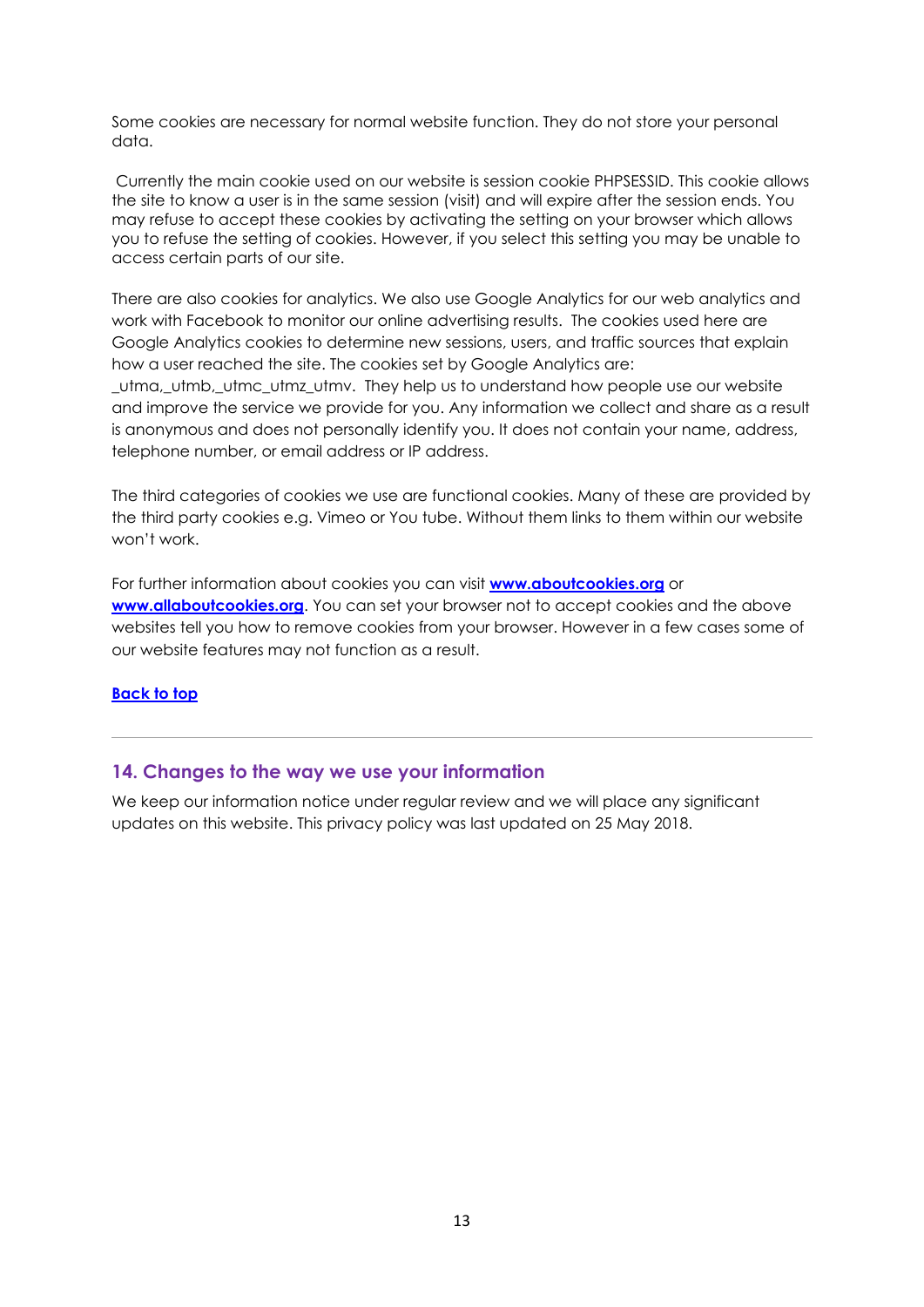Some cookies are necessary for normal website function. They do not store your personal data.

Currently the main cookie used on our website is session cookie PHPSESSID. This cookie allows the site to know a user is in the same session (visit) and will expire after the session ends. You may refuse to accept these cookies by activating the setting on your browser which allows you to refuse the setting of cookies. However, if you select this setting you may be unable to access certain parts of our site.

There are also cookies for analytics. We also use Google Analytics for our web analytics and work with Facebook to monitor our online advertising results. The cookies used here are Google Analytics cookies to determine new sessions, users, and traffic sources that explain how a user reached the site. The cookies set by Google Analytics are: _utma,_utmb,_utmc_utmz_utmv. They help us to understand how people use our website and improve the service we provide for you. Any information we collect and share as a result is anonymous and does not personally identify you. It does not contain your name, address, telephone number, or email address or IP address.

The third categories of cookies we use are functional cookies. Many of these are provided by the third party cookies e.g. Vimeo or You tube. Without them links to them within our website won't work.

For further information about cookies you can visit **www.aboutcookies.org** or **www.allaboutcookies.org**. You can set your browser not to accept cookies and the above websites tell you how to remove cookies from your browser. However in a few cases some of our website features may not function as a result.

**Back to top**

---

## 14. Changes to the way we use your information

We keep our information notice under regular review and we will place any significant updates on this website. This privacy policy was last updated on 25 May 2018.